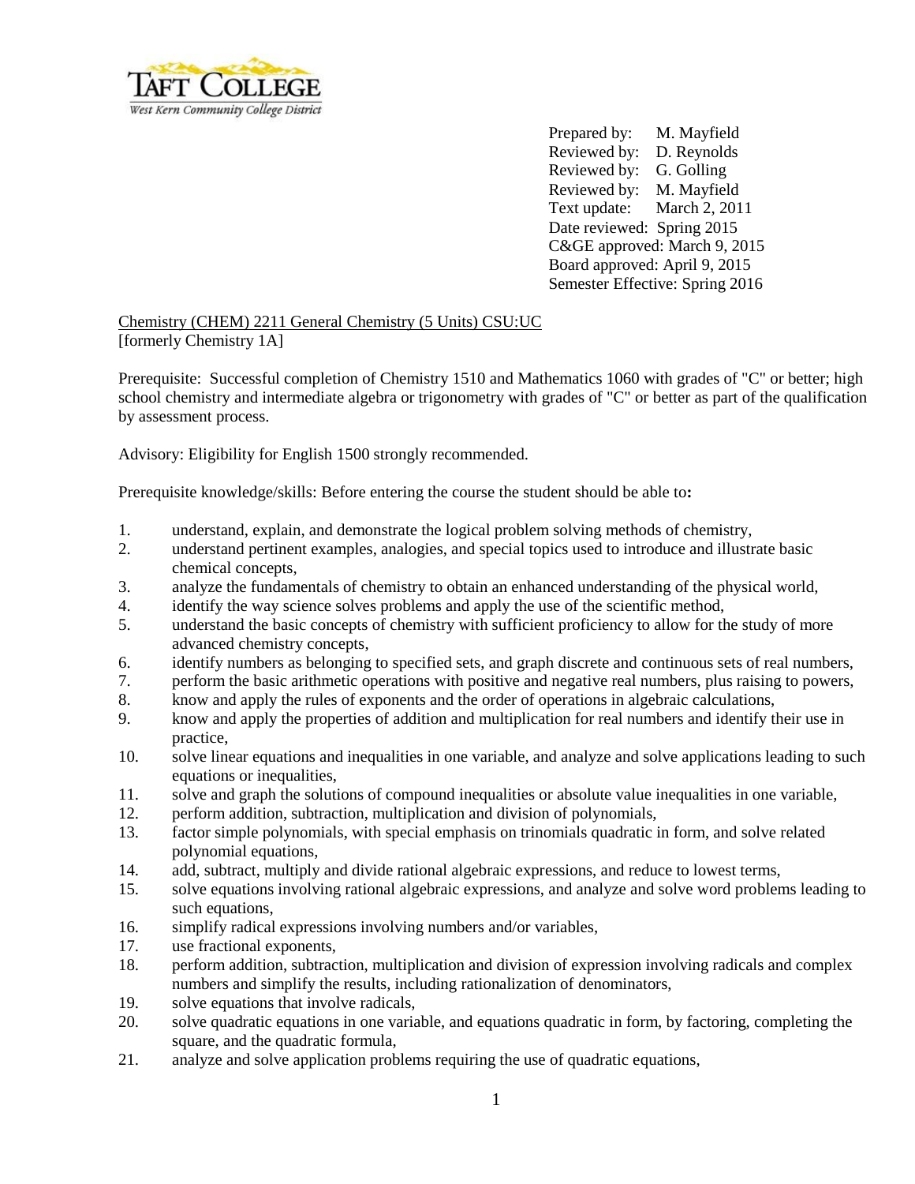Taft College
West Kern Community College District

Prepared by: M. Mayfield
Reviewed by: D. Reynolds
Reviewed by: G. Golling
Reviewed by: M. Mayfield
Text update: March 2, 2011
Date reviewed: Spring 2015
C&GE approved: March 9, 2015
Board approved: April 9, 2015
Semester Effective: Spring 2016

Chemistry (CHEM) 2211 General Chemistry (5 Units) CSU:UC
[formerly Chemistry 1A]

Prerequisite: Successful completion of Chemistry 1510 and Mathematics 1060 with grades of "C" or better; high school chemistry and intermediate algebra or trigonometry with grades of "C" or better as part of the qualification by assessment process.

Advisory: Eligibility for English 1500 strongly recommended.

Prerequisite knowledge/skills: Before entering the course the student should be able to**:**

1. understand, explain, and demonstrate the logical problem solving methods of chemistry,
2. understand pertinent examples, analogies, and special topics used to introduce and illustrate basic chemical concepts,
3. analyze the fundamentals of chemistry to obtain an enhanced understanding of the physical world,
4. identify the way science solves problems and apply the use of the scientific method,
5. understand the basic concepts of chemistry with sufficient proficiency to allow for the study of more advanced chemistry concepts,
6. identify numbers as belonging to specified sets, and graph discrete and continuous sets of real numbers,
7. perform the basic arithmetic operations with positive and negative real numbers, plus raising to powers,
8. know and apply the rules of exponents and the order of operations in algebraic calculations,
9. know and apply the properties of addition and multiplication for real numbers and identify their use in practice,
10. solve linear equations and inequalities in one variable, and analyze and solve applications leading to such equations or inequalities,
11. solve and graph the solutions of compound inequalities or absolute value inequalities in one variable,
12. perform addition, subtraction, multiplication and division of polynomials,
13. factor simple polynomials, with special emphasis on trinomials quadratic in form, and solve related polynomial equations,
14. add, subtract, multiply and divide rational algebraic expressions, and reduce to lowest terms,
15. solve equations involving rational algebraic expressions, and analyze and solve word problems leading to such equations,
16. simplify radical expressions involving numbers and/or variables,
17. use fractional exponents,
18. perform addition, subtraction, multiplication and division of expression involving radicals and complex numbers and simplify the results, including rationalization of denominators,
19. solve equations that involve radicals,
20. solve quadratic equations in one variable, and equations quadratic in form, by factoring, completing the square, and the quadratic formula,
21. analyze and solve application problems requiring the use of quadratic equations,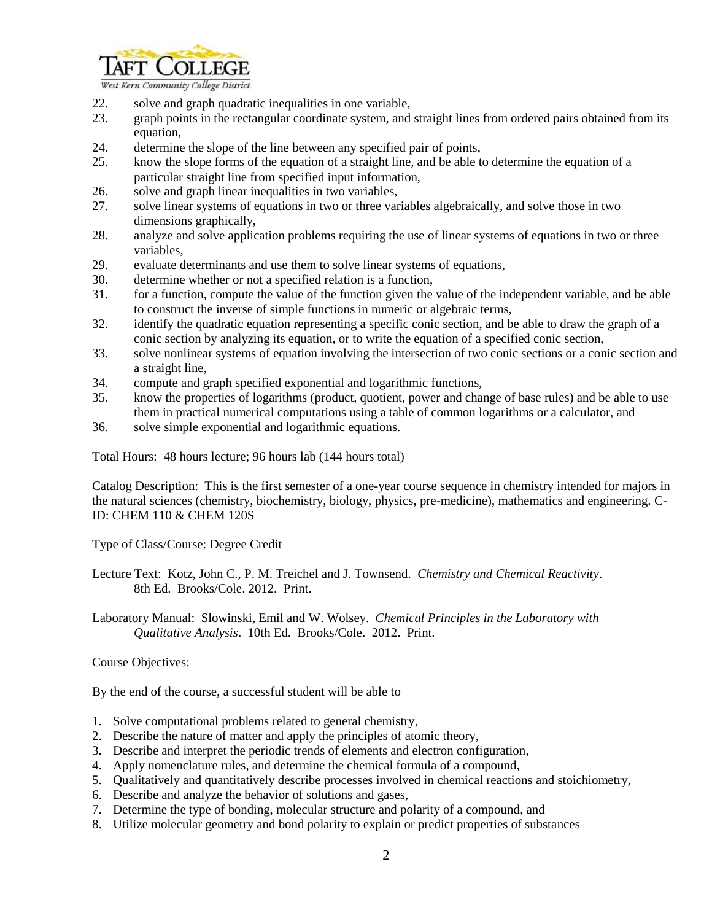22. solve and graph quadratic inequalities in one variable,
23. graph points in the rectangular coordinate system, and straight lines from ordered pairs obtained from its equation,
24. determine the slope of the line between any specified pair of points,
25. know the slope forms of the equation of a straight line, and be able to determine the equation of a particular straight line from specified input information,
26. solve and graph linear inequalities in two variables,
27. solve linear systems of equations in two or three variables algebraically, and solve those in two dimensions graphically,
28. analyze and solve application problems requiring the use of linear systems of equations in two or three variables,
29. evaluate determinants and use them to solve linear systems of equations,
30. determine whether or not a specified relation is a function,
31. for a function, compute the value of the function given the value of the independent variable, and be able to construct the inverse of simple functions in numeric or algebraic terms,
32. identify the quadratic equation representing a specific conic section, and be able to draw the graph of a conic section by analyzing its equation, or to write the equation of a specified conic section,
33. solve nonlinear systems of equation involving the intersection of two conic sections or a conic section and a straight line,
34. compute and graph specified exponential and logarithmic functions,
35. know the properties of logarithms (product, quotient, power and change of base rules) and be able to use them in practical numerical computations using a table of common logarithms or a calculator, and
36. solve simple exponential and logarithmic equations.

Total Hours: 48 hours lecture; 96 hours lab (144 hours total)

Catalog Description: This is the first semester of a one-year course sequence in chemistry intended for majors in the natural sciences (chemistry, biochemistry, biology, physics, pre-medicine), mathematics and engineering. C-ID: CHEM 110 & CHEM 120S

Type of Class/Course: Degree Credit

Lecture Text: Kotz, John C., P. M. Treichel and J. Townsend. *Chemistry and Chemical Reactivity*. 8th Ed. Brooks/Cole. 2012. Print.

Laboratory Manual: Slowinski, Emil and W. Wolsey. *Chemical Principles in the Laboratory with Qualitative Analysis*. 10th Ed. Brooks/Cole. 2012. Print.

Course Objectives:

By the end of the course, a successful student will be able to

1. Solve computational problems related to general chemistry,
2. Describe the nature of matter and apply the principles of atomic theory,
3. Describe and interpret the periodic trends of elements and electron configuration,
4. Apply nomenclature rules, and determine the chemical formula of a compound,
5. Qualitatively and quantitatively describe processes involved in chemical reactions and stoichiometry,
6. Describe and analyze the behavior of solutions and gases,
7. Determine the type of bonding, molecular structure and polarity of a compound, and
8. Utilize molecular geometry and bond polarity to explain or predict properties of substances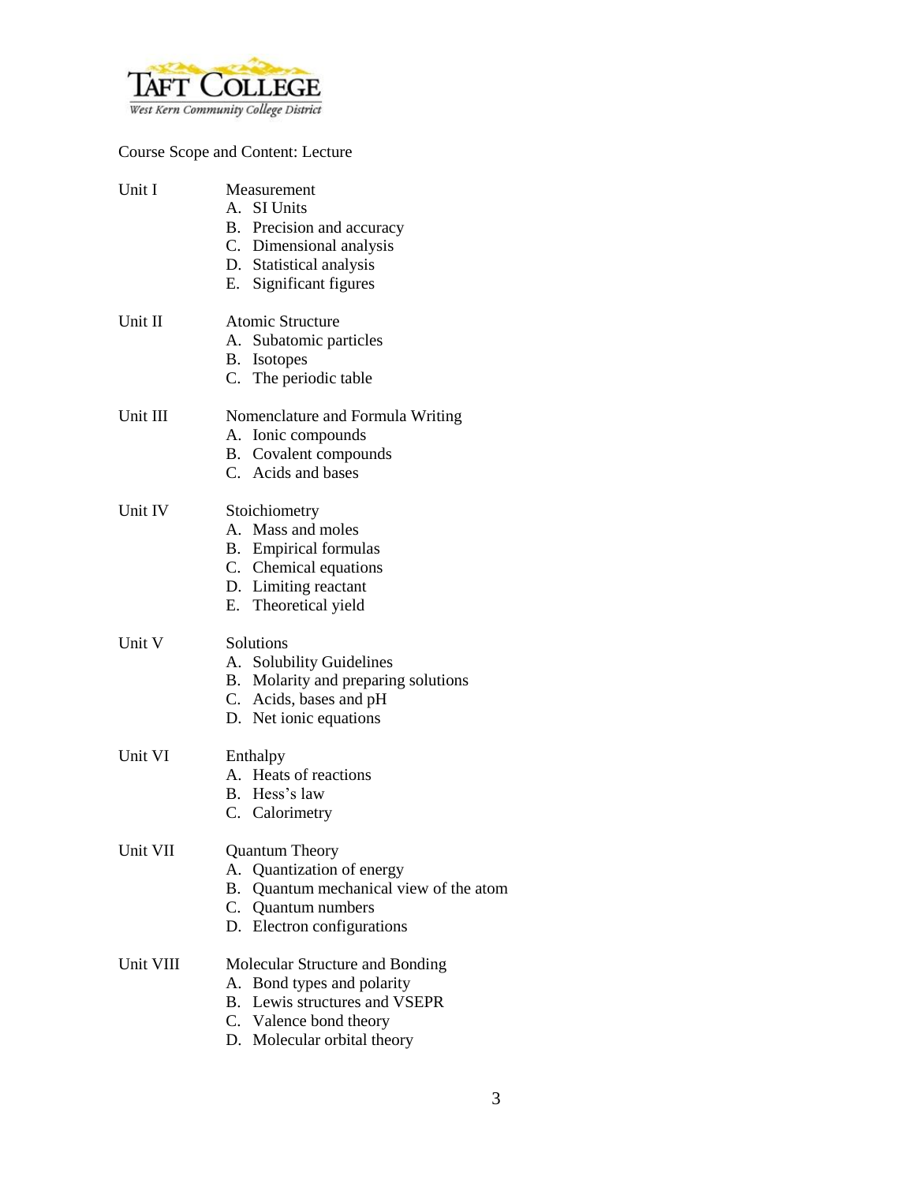Course Scope and Content: Lecture

**Unit I** Measurement

A. SI Units
B. Precision and accuracy
C. Dimensional analysis
D. Statistical analysis
E. Significant figures

**Unit II** Atomic Structure

A. Subatomic particles
B. Isotopes
C. The periodic table

**Unit III** Nomenclature and Formula Writing

A. Ionic compounds
B. Covalent compounds
C. Acids and bases

**Unit IV** Stoichiometry

A. Mass and moles
B. Empirical formulas
C. Chemical equations
D. Limiting reactant
E. Theoretical yield

**Unit V** Solutions

A. Solubility Guidelines
B. Molarity and preparing solutions
C. Acids, bases and pH
D. Net ionic equations

**Unit VI** Enthalpy

A. Heats of reactions
B. Hess's law
C. Calorimetry

**Unit VII** Quantum Theory

A. Quantization of energy
B. Quantum mechanical view of the atom
C. Quantum numbers
D. Electron configurations

**Unit VIII** Molecular Structure and Bonding

A. Bond types and polarity
B. Lewis structures and VSEPR
C. Valence bond theory
D. Molecular orbital theory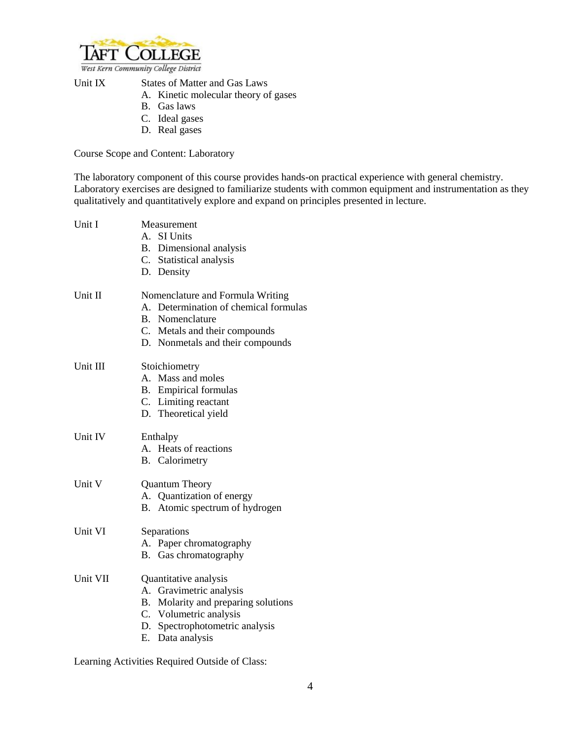Unit IX States of Matter and Gas Laws

A. Kinetic molecular theory of gases
B. Gas laws
C. Ideal gases
D. Real gases

Course Scope and Content: Laboratory

The laboratory component of this course provides hands-on practical experience with general chemistry. Laboratory exercises are designed to familiarize students with common equipment and instrumentation as they qualitatively and quantitatively explore and expand on principles presented in lecture.

Unit I Measurement

A. SI Units
B. Dimensional analysis
C. Statistical analysis
D. Density

Unit II Nomenclature and Formula Writing

A. Determination of chemical formulas
B. Nomenclature
C. Metals and their compounds
D. Nonmetals and their compounds

Unit III Stoichiometry

A. Mass and moles
B. Empirical formulas
C. Limiting reactant
D. Theoretical yield

Unit IV Enthalpy

A. Heats of reactions
B. Calorimetry

Unit V Quantum Theory

A. Quantization of energy
B. Atomic spectrum of hydrogen

Unit VI Separations

A. Paper chromatography
B. Gas chromatography

Unit VII Quantitative analysis

A. Gravimetric analysis
B. Molarity and preparing solutions
C. Volumetric analysis
D. Spectrophotometric analysis
E. Data analysis

Learning Activities Required Outside of Class: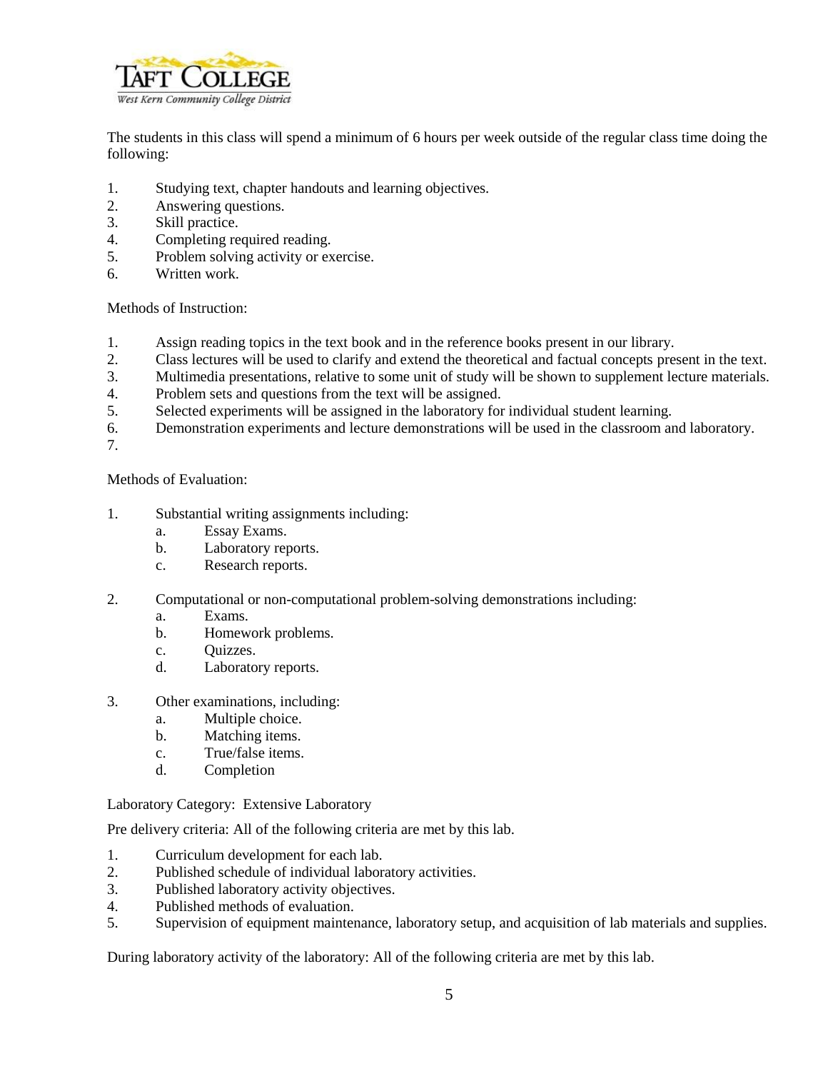The students in this class will spend a minimum of 6 hours per week outside of the regular class time doing the following:

1. Studying text, chapter handouts and learning objectives.
2. Answering questions.
3. Skill practice.
4. Completing required reading.
5. Problem solving activity or exercise.
6. Written work.

Methods of Instruction:

1. Assign reading topics in the text book and in the reference books present in our library.
2. Class lectures will be used to clarify and extend the theoretical and factual concepts present in the text.
3. Multimedia presentations, relative to some unit of study will be shown to supplement lecture materials.
4. Problem sets and questions from the text will be assigned.
5. Selected experiments will be assigned in the laboratory for individual student learning.
6. Demonstration experiments and lecture demonstrations will be used in the classroom and laboratory.
7.

Methods of Evaluation:

1. Substantial writing assignments including:
   a. Essay Exams.
   b. Laboratory reports.
   c. Research reports.

2. Computational or non-computational problem-solving demonstrations including:
   a. Exams.
   b. Homework problems.
   c. Quizzes.
   d. Laboratory reports.

3. Other examinations, including:
   a. Multiple choice.
   b. Matching items.
   c. True/false items.
   d. Completion

Laboratory Category: Extensive Laboratory

Pre delivery criteria: All of the following criteria are met by this lab.

1. Curriculum development for each lab.
2. Published schedule of individual laboratory activities.
3. Published laboratory activity objectives.
4. Published methods of evaluation.
5. Supervision of equipment maintenance, laboratory setup, and acquisition of lab materials and supplies.

During laboratory activity of the laboratory: All of the following criteria are met by this lab.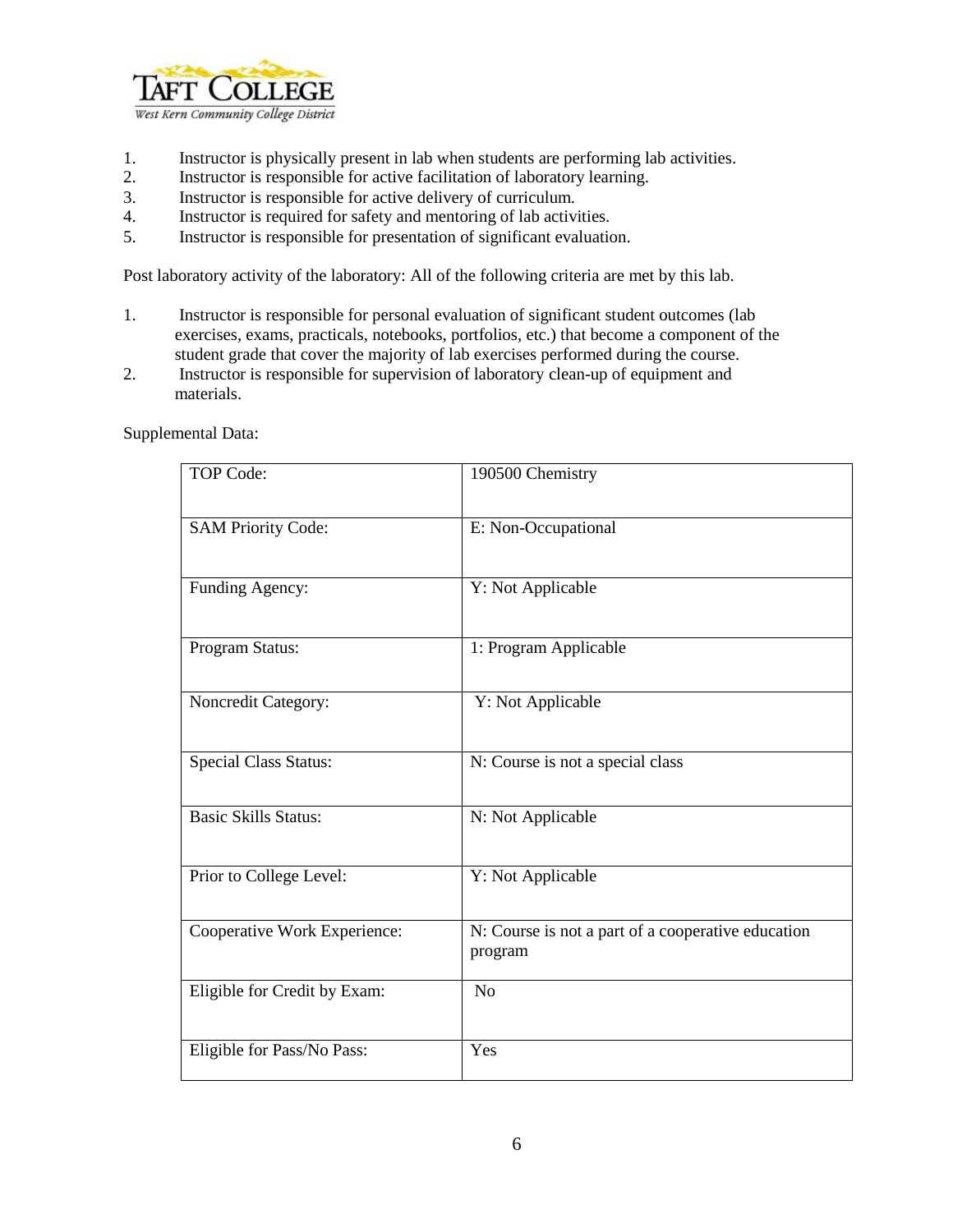1. Instructor is physically present in lab when students are performing lab activities.
2. Instructor is responsible for active facilitation of laboratory learning.
3. Instructor is responsible for active delivery of curriculum.
4. Instructor is required for safety and mentoring of lab activities.
5. Instructor is responsible for presentation of significant evaluation.

Post laboratory activity of the laboratory: All of the following criteria are met by this lab.

1. Instructor is responsible for personal evaluation of significant student outcomes (lab exercises, exams, practicals, notebooks, portfolios, etc.) that become a component of the student grade that cover the majority of lab exercises performed during the course.
2. Instructor is responsible for supervision of laboratory clean-up of equipment and materials.

Supplemental Data:

| | |
|---|---|
| TOP Code: | 190500 Chemistry |
| SAM Priority Code: | E: Non-Occupational |
| Funding Agency: | Y: Not Applicable |
| Program Status: | 1: Program Applicable |
| Noncredit Category: | Y: Not Applicable |
| Special Class Status: | N: Course is not a special class |
| Basic Skills Status: | N: Not Applicable |
| Prior to College Level: | Y: Not Applicable |
| Cooperative Work Experience: | N: Course is not a part of a cooperative education program |
| Eligible for Credit by Exam: | No |
| Eligible for Pass/No Pass: | Yes |